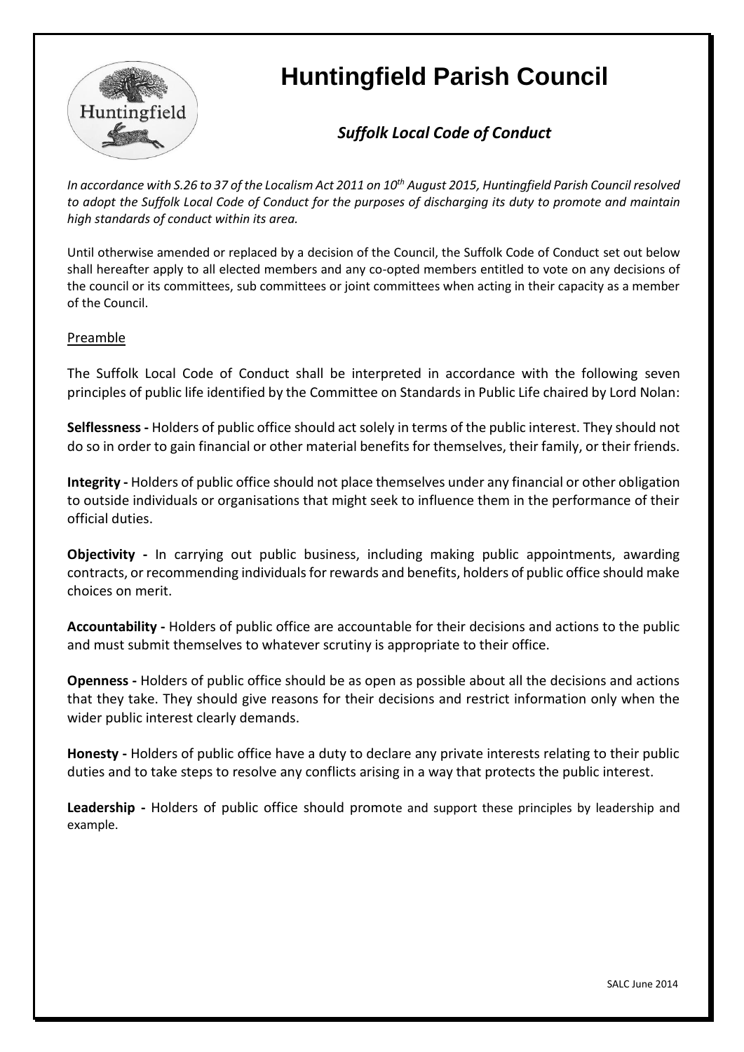# Huntingfield Parish Council

## *Suffolk Local Code of Conduct*

*In accordance with S.26 to 37 of the Localism Act 2011 on 10th August 2015, Huntingfield Parish Council resolved to adopt the Suffolk Local Code of Conduct for the purposes of discharging its duty to promote and maintain high standards of conduct within its area.*

Until otherwise amended or replaced by a decision of the Council, the Suffolk Code of Conduct set out below shall hereafter apply to all elected members and any co-opted members entitled to vote on any decisions of the council or its committees, sub committees or joint committees when acting in their capacity as a member of the Council.

Preamble

The Suffolk Local Code of Conduct shall be interpreted in accordance with the following seven principles of public life identified by the Committee on Standards in Public Life chaired by Lord Nolan:

**Selflessness -** Holders of public office should act solely in terms of the public interest. They should not do so in order to gain financial or other material benefits for themselves, their family, or their friends.

**Integrity -** Holders of public office should not place themselves under any financial or other obligation to outside individuals or organisations that might seek to influence them in the performance of their official duties.

**Objectivity -** In carrying out public business, including making public appointments, awarding contracts, or recommending individuals for rewards and benefits, holders of public office should make choices on merit.

**Accountability -** Holders of public office are accountable for their decisions and actions to the public and must submit themselves to whatever scrutiny is appropriate to their office.

**Openness -** Holders of public office should be as open as possible about all the decisions and actions that they take. They should give reasons for their decisions and restrict information only when the wider public interest clearly demands.

**Honesty -** Holders of public office have a duty to declare any private interests relating to their public duties and to take steps to resolve any conflicts arising in a way that protects the public interest.

**Leadership -** Holders of public office should promote and support these principles by leadership and example.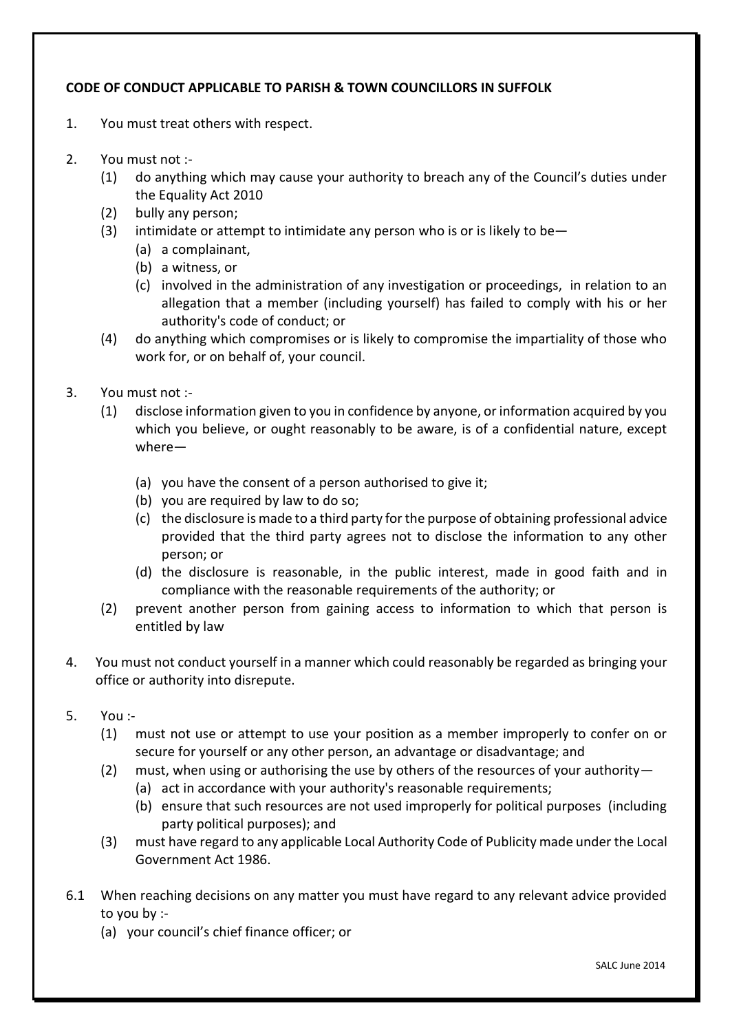**CODE OF CONDUCT APPLICABLE TO PARISH & TOWN COUNCILLORS IN SUFFOLK**

1. You must treat others with respect.

2. You must not :-
   (1) do anything which may cause your authority to breach any of the Council's duties under the Equality Act 2010
   (2) bully any person;
   (3) intimidate or attempt to intimidate any person who is or is likely to be—
      (a) a complainant,
      (b) a witness, or
      (c) involved in the administration of any investigation or proceedings, in relation to an allegation that a member (including yourself) has failed to comply with his or her authority's code of conduct; or
   (4) do anything which compromises or is likely to compromise the impartiality of those who work for, or on behalf of, your council.

3. You must not :-
   (1) disclose information given to you in confidence by anyone, or information acquired by you which you believe, or ought reasonably to be aware, is of a confidential nature, except where—
      (a) you have the consent of a person authorised to give it;
      (b) you are required by law to do so;
      (c) the disclosure is made to a third party for the purpose of obtaining professional advice provided that the third party agrees not to disclose the information to any other person; or
      (d) the disclosure is reasonable, in the public interest, made in good faith and in compliance with the reasonable requirements of the authority; or
   (2) prevent another person from gaining access to information to which that person is entitled by law

4. You must not conduct yourself in a manner which could reasonably be regarded as bringing your office or authority into disrepute.

5. You :-
   (1) must not use or attempt to use your position as a member improperly to confer on or secure for yourself or any other person, an advantage or disadvantage; and
   (2) must, when using or authorising the use by others of the resources of your authority—
      (a) act in accordance with your authority's reasonable requirements;
      (b) ensure that such resources are not used improperly for political purposes (including party political purposes); and
   (3) must have regard to any applicable Local Authority Code of Publicity made under the Local Government Act 1986.

6.1 When reaching decisions on any matter you must have regard to any relevant advice provided to you by :-
   (a) your council's chief finance officer; or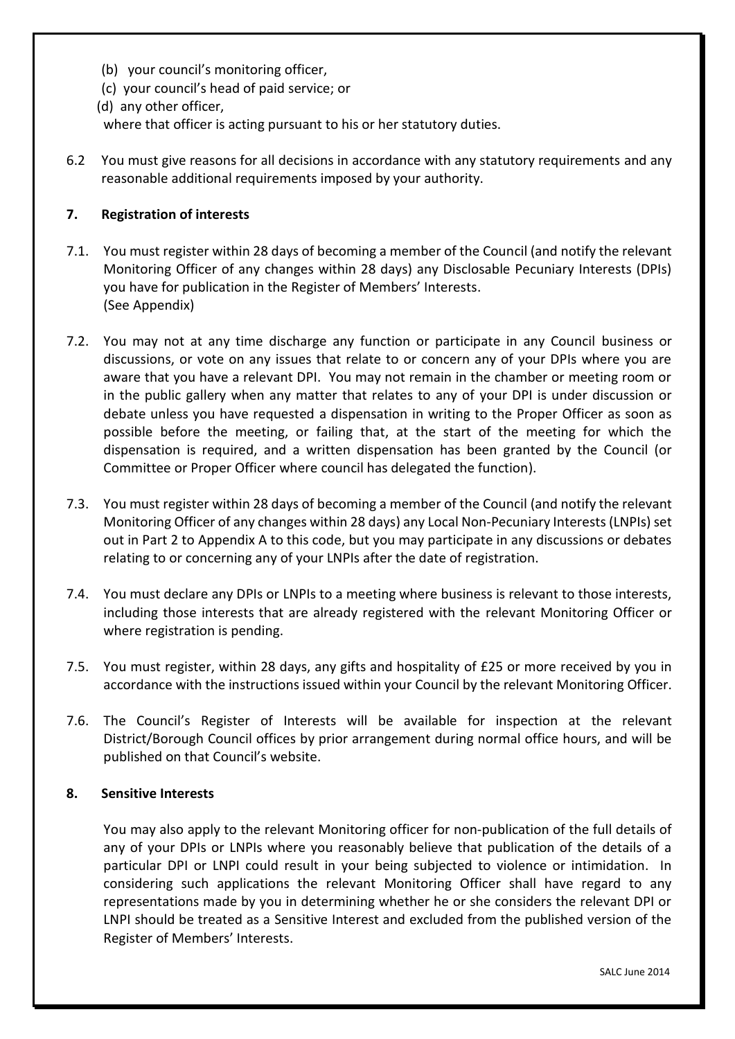(b) your council's monitoring officer,

(c) your council's head of paid service; or

(d) any other officer,

where that officer is acting pursuant to his or her statutory duties.

6.2 You must give reasons for all decisions in accordance with any statutory requirements and any reasonable additional requirements imposed by your authority.

**7. Registration of interests**

7.1. You must register within 28 days of becoming a member of the Council (and notify the relevant Monitoring Officer of any changes within 28 days) any Disclosable Pecuniary Interests (DPIs) you have for publication in the Register of Members' Interests. (See Appendix)

7.2. You may not at any time discharge any function or participate in any Council business or discussions, or vote on any issues that relate to or concern any of your DPIs where you are aware that you have a relevant DPI. You may not remain in the chamber or meeting room or in the public gallery when any matter that relates to any of your DPI is under discussion or debate unless you have requested a dispensation in writing to the Proper Officer as soon as possible before the meeting, or failing that, at the start of the meeting for which the dispensation is required, and a written dispensation has been granted by the Council (or Committee or Proper Officer where council has delegated the function).

7.3. You must register within 28 days of becoming a member of the Council (and notify the relevant Monitoring Officer of any changes within 28 days) any Local Non-Pecuniary Interests (LNPIs) set out in Part 2 to Appendix A to this code, but you may participate in any discussions or debates relating to or concerning any of your LNPIs after the date of registration.

7.4. You must declare any DPIs or LNPIs to a meeting where business is relevant to those interests, including those interests that are already registered with the relevant Monitoring Officer or where registration is pending.

7.5. You must register, within 28 days, any gifts and hospitality of £25 or more received by you in accordance with the instructions issued within your Council by the relevant Monitoring Officer.

7.6. The Council's Register of Interests will be available for inspection at the relevant District/Borough Council offices by prior arrangement during normal office hours, and will be published on that Council's website.

**8. Sensitive Interests**

You may also apply to the relevant Monitoring officer for non-publication of the full details of any of your DPIs or LNPIs where you reasonably believe that publication of the details of a particular DPI or LNPI could result in your being subjected to violence or intimidation. In considering such applications the relevant Monitoring Officer shall have regard to any representations made by you in determining whether he or she considers the relevant DPI or LNPI should be treated as a Sensitive Interest and excluded from the published version of the Register of Members' Interests.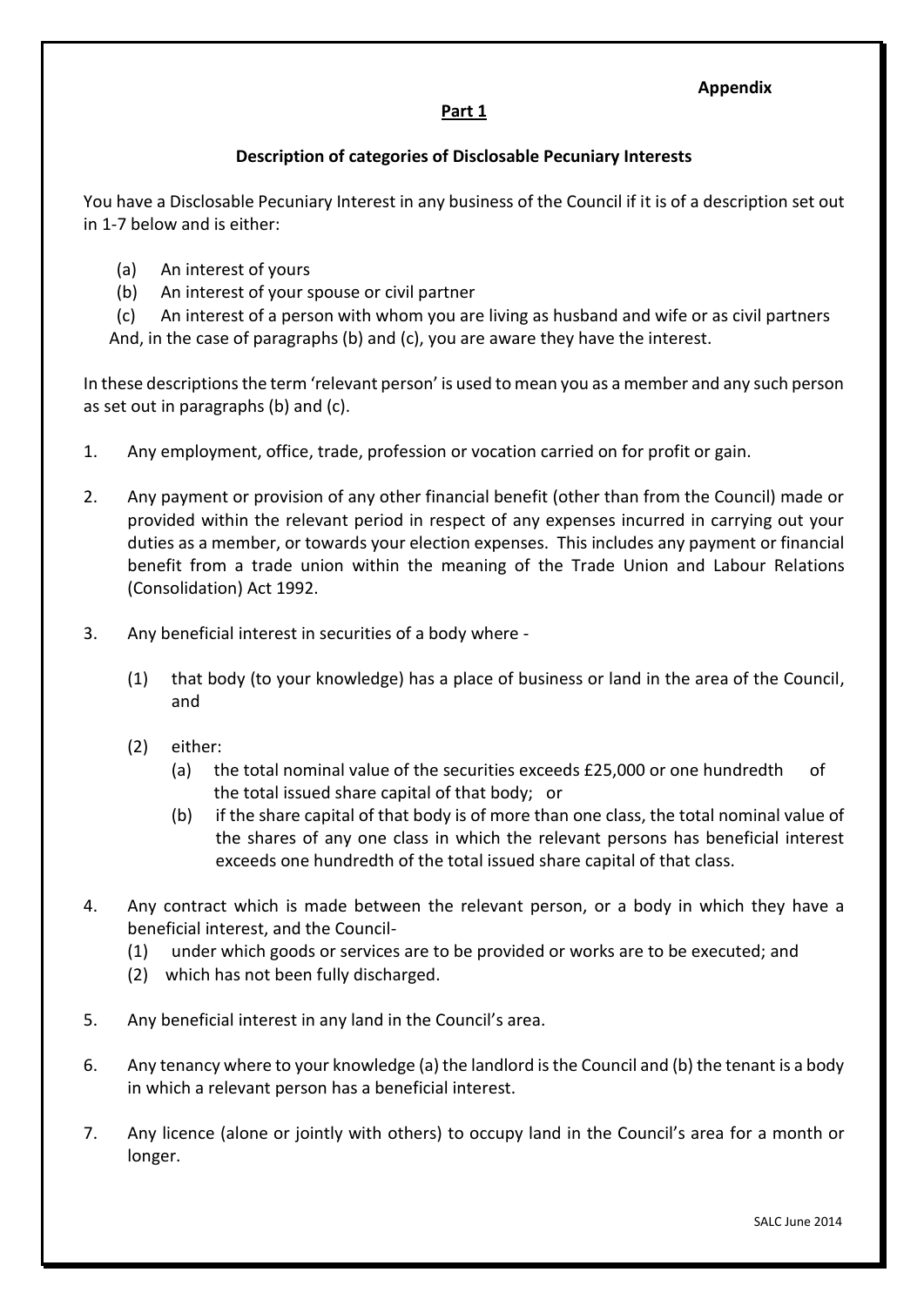**Appendix**

## Part 1

### Description of categories of Disclosable Pecuniary Interests

You have a Disclosable Pecuniary Interest in any business of the Council if it is of a description set out in 1-7 below and is either:

(a) An interest of yours
(b) An interest of your spouse or civil partner
(c) An interest of a person with whom you are living as husband and wife or as civil partners

And, in the case of paragraphs (b) and (c), you are aware they have the interest.

In these descriptions the term 'relevant person' is used to mean you as a member and any such person as set out in paragraphs (b) and (c).

1. Any employment, office, trade, profession or vocation carried on for profit or gain.

2. Any payment or provision of any other financial benefit (other than from the Council) made or provided within the relevant period in respect of any expenses incurred in carrying out your duties as a member, or towards your election expenses. This includes any payment or financial benefit from a trade union within the meaning of the Trade Union and Labour Relations (Consolidation) Act 1992.

3. Any beneficial interest in securities of a body where -

   (1) that body (to your knowledge) has a place of business or land in the area of the Council, and

   (2) either:
      (a) the total nominal value of the securities exceeds £25,000 or one hundredth of the total issued share capital of that body; or
      (b) if the share capital of that body is of more than one class, the total nominal value of the shares of any one class in which the relevant persons has beneficial interest exceeds one hundredth of the total issued share capital of that class.

4. Any contract which is made between the relevant person, or a body in which they have a beneficial interest, and the Council-
   (1) under which goods or services are to be provided or works are to be executed; and
   (2) which has not been fully discharged.

5. Any beneficial interest in any land in the Council's area.

6. Any tenancy where to your knowledge (a) the landlord is the Council and (b) the tenant is a body in which a relevant person has a beneficial interest.

7. Any licence (alone or jointly with others) to occupy land in the Council's area for a month or longer.

SALC June 2014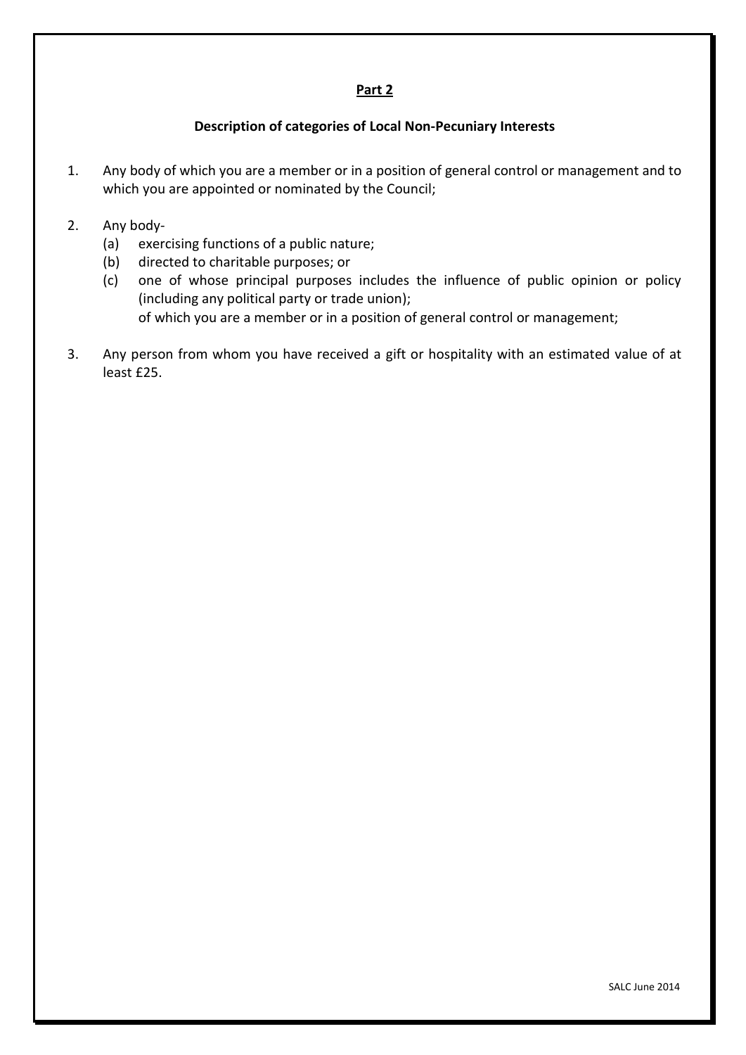## Part 2

### Description of categories of Local Non-Pecuniary Interests

1. Any body of which you are a member or in a position of general control or management and to which you are appointed or nominated by the Council;

2. Any body-
   (a) exercising functions of a public nature;
   (b) directed to charitable purposes; or
   (c) one of whose principal purposes includes the influence of public opinion or policy (including any political party or trade union);
   of which you are a member or in a position of general control or management;

3. Any person from whom you have received a gift or hospitality with an estimated value of at least £25.

SALC June 2014